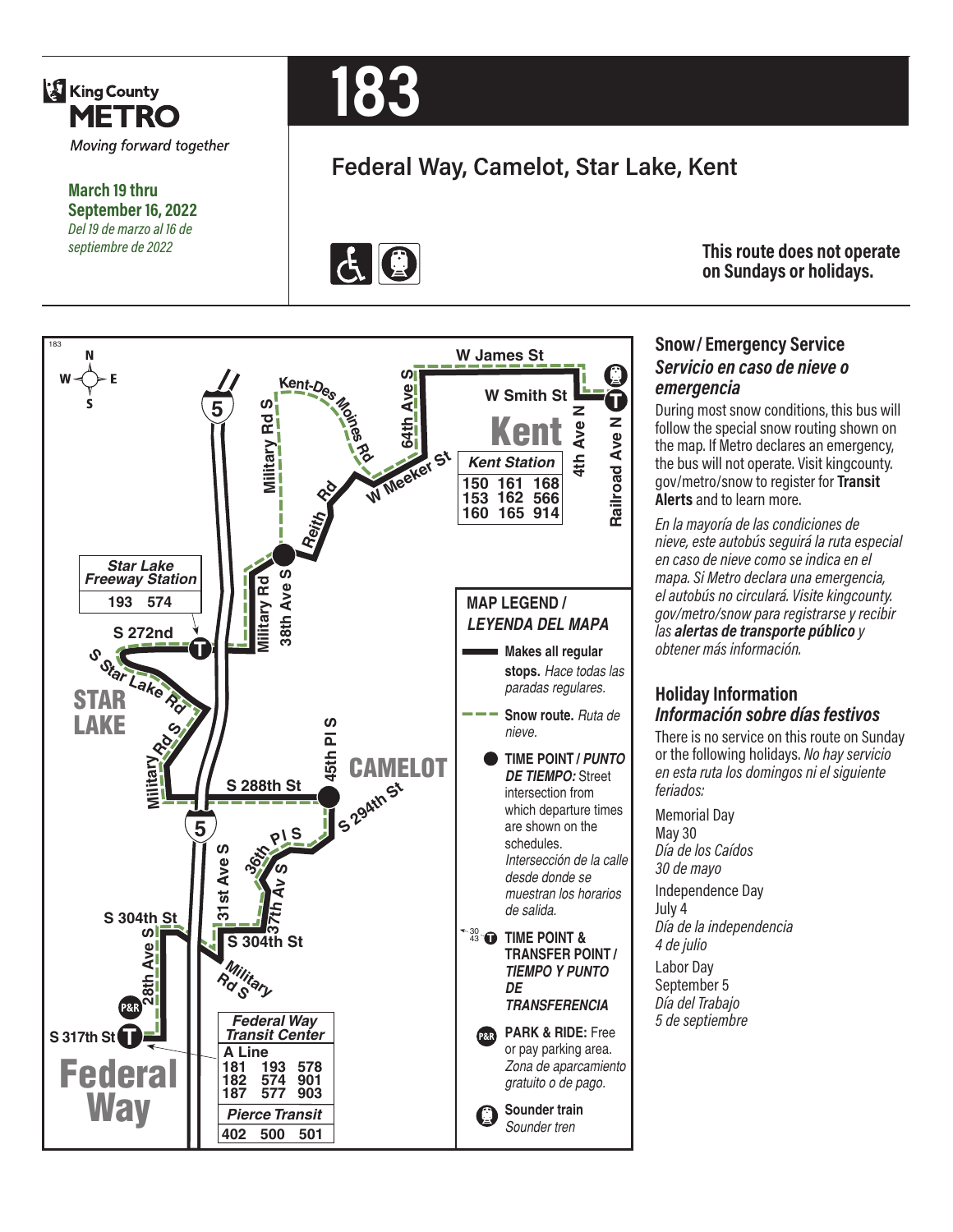King County METRO

*Moving forward together*

**March 19 thru September 16, 2022**
*Del 19 de marzo al 16 de septiembre de 2022*

# 183

## Federal Way, Camelot, Star Lake, Kent

**This route does not operate on Sundays or holidays.**

183

Kent Station: 150, 153, 160, 161, 162, 165, 168, 566, 914

Star Lake Freeway Station: 193, 574

Federal Way Transit Center: A Line, 181, 182, 187, 193, 574, 577, 578, 901, 903

Pierce Transit: 402, 500, 501

W James St, W Smith St, Kent, 4th Ave N, Railroad Ave N, 64th Ave S, Kent-Des Moines Rd, W Meeker St, Reith Rd, Military Rd S, 38th Ave S, Military Rd, S 272nd, S Star Lake Rd, STAR LAKE, Military Rd S, 5, S 288th St, 45th Pl S, CAMELOT, S 294th St, 36th Pl S, 37th Av S, 31st Ave S, S 304th St, 28th Ave S, Military Rd S, S 317th St, Federal Way

### MAP LEGEND / *LEYENDA DEL MAPA*

- **Makes all regular stops.** *Hace todas las paradas regulares.*
- **Snow route.** *Ruta de nieve.*
- **TIME POINT /** ***PUNTO DE TIEMPO:*** Street intersection from which departure times are shown on the schedules. *Intersección de la calle desde donde se muestran los horarios de salida.*
- **TIME POINT & TRANSFER POINT /** ***TIEMPO Y PUNTO DE TRANSFERENCIA***
- **PARK & RIDE:** Free or pay parking area. *Zona de aparcamiento gratuito o de pago.*
- **Sounder train** *Sounder tren*

### Snow / Emergency Service
### *Servicio en caso de nieve o emergencia*

During most snow conditions, this bus will follow the special snow routing shown on the map. If Metro declares an emergency, the bus will not operate. Visit kingcounty.gov/metro/snow to register for **Transit Alerts** and to learn more.

*En la mayoría de las condiciones de nieve, este autobús seguirá la ruta especial en caso de nieve como se indica en el mapa. Si Metro declara una emergencia, el autobús no circulará. Visite kingcounty.gov/metro/snow para registrarse y recibir las* ***alertas de transporte público*** *y obtener más información.*

### Holiday Information
### *Información sobre días festivos*

There is no service on this route on Sunday or the following holidays. *No hay servicio en esta ruta los domingos ni el siguiente feriados:*

Memorial Day
May 30
*Día de los Caídos*
*30 de mayo*

Independence Day
July 4
*Día de la independencia*
*4 de julio*

Labor Day
September 5
*Día del Trabajo*
*5 de septiembre*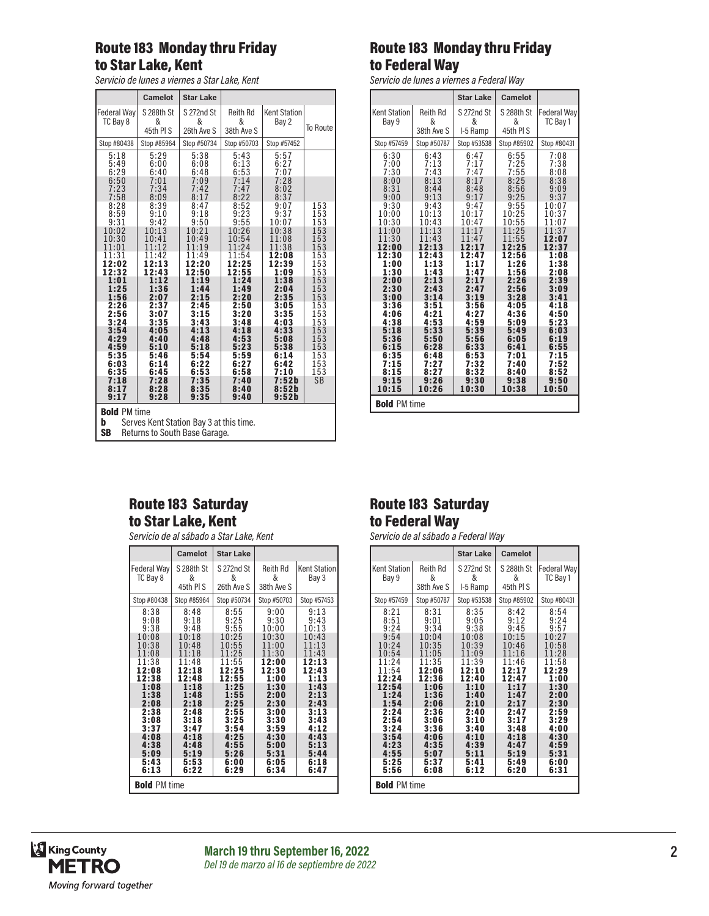## Route 183 Monday thru Friday to Star Lake, Kent

*Servicio de lunes a viernes a Star Lake, Kent*

| | Camelot | Star Lake | | | |
|---|---|---|---|---|---|
| Federal Way TC Bay 8 | S 288th St & 45th Pl S | S 272nd St & 26th Ave S | Reith Rd & 38th Ave S | Kent Station Bay 2 | To Route |
| Stop #80438 | Stop #85964 | Stop #50734 | Stop #50703 | Stop #57452 | |
| 5:18 | 5:29 | 5:38 | 5:43 | 5:57 | |
| 5:49 | 6:00 | 6:08 | 6:13 | 6:27 | |
| 6:29 | 6:40 | 6:48 | 6:53 | 7:07 | |
| 6:50 | 7:01 | 7:09 | 7:14 | 7:28 | |
| 7:23 | 7:34 | 7:42 | 7:47 | 8:02 | |
| 7:58 | 8:09 | 8:17 | 8:22 | 8:37 | |
| 8:28 | 8:39 | 8:47 | 8:52 | 9:07 | 153 |
| 8:59 | 9:10 | 9:18 | 9:23 | 9:37 | 153 |
| 9:31 | 9:42 | 9:50 | 9:55 | 10:07 | 153 |
| 10:02 | 10:13 | 10:21 | 10:26 | 10:38 | 153 |
| 10:30 | 10:41 | 10:49 | 10:54 | 11:08 | 153 |
| 11:01 | 11:12 | 11:19 | 11:24 | 11:38 | 153 |
| 11:31 | 11:42 | 11:49 | 11:54 | **12:08** | 153 |
| **12:02** | **12:13** | **12:20** | **12:25** | **12:39** | 153 |
| **12:32** | **12:43** | **12:50** | **12:55** | **1:09** | 153 |
| **1:01** | **1:12** | **1:19** | **1:24** | **1:38** | 153 |
| **1:25** | **1:36** | **1:44** | **1:49** | **2:04** | 153 |
| **1:56** | **2:07** | **2:15** | **2:20** | **2:35** | 153 |
| **2:26** | **2:37** | **2:45** | **2:50** | **3:05** | 153 |
| **2:56** | **3:07** | **3:15** | **3:20** | **3:35** | 153 |
| **3:24** | **3:35** | **3:43** | **3:48** | **4:03** | 153 |
| **3:54** | **4:05** | **4:13** | **4:18** | **4:33** | 153 |
| **4:29** | **4:40** | **4:48** | **4:53** | **5:08** | 153 |
| **4:59** | **5:10** | **5:18** | **5:23** | **5:38** | 153 |
| **5:35** | **5:46** | **5:54** | **5:59** | **6:14** | 153 |
| **6:03** | **6:14** | **6:22** | **6:27** | **6:42** | 153 |
| **6:35** | **6:45** | **6:53** | **6:58** | **7:10** | 153 |
| **7:18** | **7:28** | **7:35** | **7:40** | **7:52b** | SB |
| **8:17** | **8:28** | **8:35** | **8:40** | **8:52b** | |
| **9:17** | **9:28** | **9:35** | **9:40** | **9:52b** | |

**Bold** PM time
**b** Serves Kent Station Bay 3 at this time.
**SB** Returns to South Base Garage.

## Route 183 Monday thru Friday to Federal Way

*Servicio de lunes a viernes a Federal Way*

| | | Star Lake | Camelot | |
|---|---|---|---|---|
| Kent Station Bay 9 | Reith Rd & 38th Ave S | S 272nd St & I-5 Ramp | S 288th St & 45th Pl S | Federal Way TC Bay 1 |
| Stop #57459 | Stop #50787 | Stop #53538 | Stop #85902 | Stop #80431 |
| 6:30 | 6:43 | 6:47 | 6:55 | 7:08 |
| 7:00 | 7:13 | 7:17 | 7:25 | 7:38 |
| 7:30 | 7:43 | 7:47 | 7:55 | 8:08 |
| 8:00 | 8:13 | 8:17 | 8:25 | 8:38 |
| 8:31 | 8:44 | 8:48 | 8:56 | 9:09 |
| 9:00 | 9:13 | 9:17 | 9:25 | 9:37 |
| 9:30 | 9:43 | 9:47 | 9:55 | 10:07 |
| 10:00 | 10:13 | 10:17 | 10:25 | 10:37 |
| 10:30 | 10:43 | 10:47 | 10:55 | 11:07 |
| 11:00 | 11:13 | 11:17 | 11:25 | 11:37 |
| 11:30 | 11:43 | 11:47 | 11:55 | **12:07** |
| **12:00** | **12:13** | **12:17** | **12:25** | **12:37** |
| **12:30** | **12:43** | **12:47** | **12:56** | **1:08** |
| **1:00** | **1:13** | **1:17** | **1:26** | **1:38** |
| **1:30** | **1:43** | **1:47** | **1:56** | **2:08** |
| **2:00** | **2:13** | **2:17** | **2:26** | **2:39** |
| **2:30** | **2:43** | **2:47** | **2:56** | **3:09** |
| **3:00** | **3:14** | **3:19** | **3:28** | **3:41** |
| **3:36** | **3:51** | **3:56** | **4:05** | **4:18** |
| **4:06** | **4:21** | **4:27** | **4:36** | **4:50** |
| **4:38** | **4:53** | **4:59** | **5:09** | **5:23** |
| **5:18** | **5:33** | **5:39** | **5:49** | **6:03** |
| **5:36** | **5:50** | **5:56** | **6:05** | **6:19** |
| **6:15** | **6:28** | **6:33** | **6:41** | **6:55** |
| **6:35** | **6:48** | **6:53** | **7:01** | **7:15** |
| **7:15** | **7:27** | **7:32** | **7:40** | **7:52** |
| **8:15** | **8:27** | **8:32** | **8:40** | **8:52** |
| **9:15** | **9:26** | **9:30** | **9:38** | **9:50** |
| **10:15** | **10:26** | **10:30** | **10:38** | **10:50** |

**Bold** PM time

## Route 183 Saturday to Star Lake, Kent

*Servicio de al sábado a Star Lake, Kent*

| | Camelot | Star Lake | | |
|---|---|---|---|---|
| Federal Way TC Bay 8 | S 288th St & 45th Pl S | S 272nd St & 26th Ave S | Reith Rd & 38th Ave S | Kent Station Bay 3 |
| Stop #80438 | Stop #85964 | Stop #50734 | Stop #50703 | Stop #57453 |
| 8:38 | 8:48 | 8:55 | 9:00 | 9:13 |
| 9:08 | 9:18 | 9:25 | 9:30 | 9:43 |
| 9:38 | 9:48 | 9:55 | 10:00 | 10:13 |
| 10:08 | 10:18 | 10:25 | 10:30 | 10:43 |
| 10:38 | 10:48 | 10:55 | 11:00 | 11:13 |
| 11:08 | 11:18 | 11:25 | 11:30 | 11:43 |
| 11:38 | 11:48 | 11:55 | **12:00** | **12:13** |
| **12:08** | **12:18** | **12:25** | **12:30** | **12:43** |
| **12:38** | **12:48** | **12:55** | **1:00** | **1:13** |
| **1:08** | **1:18** | **1:25** | **1:30** | **1:43** |
| **1:38** | **1:48** | **1:55** | **2:00** | **2:13** |
| **2:08** | **2:18** | **2:25** | **2:30** | **2:43** |
| **2:38** | **2:48** | **2:55** | **3:00** | **3:13** |
| **3:08** | **3:18** | **3:25** | **3:30** | **3:43** |
| **3:37** | **3:47** | **3:54** | **3:59** | **4:12** |
| **4:08** | **4:18** | **4:25** | **4:30** | **4:43** |
| **4:38** | **4:48** | **4:55** | **5:00** | **5:13** |
| **5:09** | **5:19** | **5:26** | **5:31** | **5:44** |
| **5:43** | **5:53** | **6:00** | **6:05** | **6:18** |
| **6:13** | **6:22** | **6:29** | **6:34** | **6:47** |

**Bold** PM time

## Route 183 Saturday to Federal Way

*Servicio de al sábado a Federal Way*

| | | Star Lake | Camelot | |
|---|---|---|---|---|
| Kent Station Bay 9 | Reith Rd & 38th Ave S | S 272nd St & I-5 Ramp | S 288th St & 45th Pl S | Federal Way TC Bay 1 |
| Stop #57459 | Stop #50787 | Stop #53538 | Stop #85902 | Stop #80431 |
| 8:21 | 8:31 | 8:35 | 8:42 | 8:54 |
| 8:51 | 9:01 | 9:05 | 9:12 | 9:24 |
| 9:24 | 9:34 | 9:38 | 9:45 | 9:57 |
| 9:54 | 10:04 | 10:08 | 10:15 | 10:27 |
| 10:24 | 10:35 | 10:39 | 10:46 | 10:58 |
| 10:54 | 11:05 | 11:09 | 11:16 | 11:28 |
| 11:24 | 11:35 | 11:39 | 11:46 | 11:58 |
| 11:54 | **12:06** | **12:10** | **12:17** | **12:29** |
| **12:24** | **12:36** | **12:40** | **12:47** | **1:00** |
| **12:54** | **1:06** | **1:10** | **1:17** | **1:30** |
| **1:24** | **1:36** | **1:40** | **1:47** | **2:00** |
| **1:54** | **2:06** | **2:10** | **2:17** | **2:30** |
| **2:24** | **2:36** | **2:40** | **2:47** | **2:59** |
| **2:54** | **3:06** | **3:10** | **3:17** | **3:29** |
| **3:24** | **3:36** | **3:40** | **3:48** | **4:00** |
| **3:54** | **4:06** | **4:10** | **4:18** | **4:30** |
| **4:23** | **4:35** | **4:39** | **4:47** | **4:59** |
| **4:55** | **5:07** | **5:11** | **5:19** | **5:31** |
| **5:25** | **5:37** | **5:41** | **5:49** | **6:00** |
| **5:56** | **6:08** | **6:12** | **6:20** | **6:31** |

**Bold** PM time

King County METRO
*Moving forward together*

**March 19 thru September 16, 2022**
*Del 19 de marzo al 16 de septiembre de 2022*